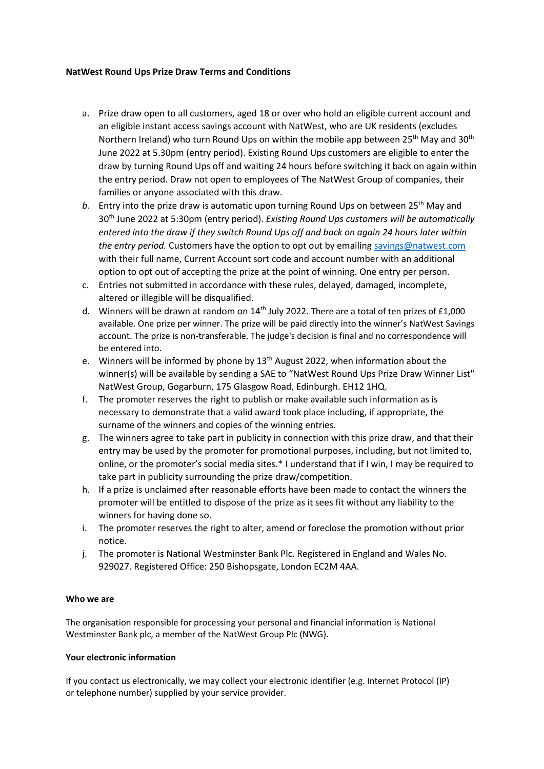**NatWest Round Ups Prize Draw Terms and Conditions**

a. Prize draw open to all customers, aged 18 or over who hold an eligible current account and an eligible instant access savings account with NatWest, who are UK residents (excludes Northern Ireland) who turn Round Ups on within the mobile app between 25th May and 30th June 2022 at 5.30pm (entry period). Existing Round Ups customers are eligible to enter the draw by turning Round Ups off and waiting 24 hours before switching it back on again within the entry period. Draw not open to employees of The NatWest Group of companies, their families or anyone associated with this draw.

*b.* Entry into the prize draw is automatic upon turning Round Ups on between 25th May and 30th June 2022 at 5:30pm (entry period). *Existing Round Ups customers will be automatically entered into the draw if they switch Round Ups off and back on again 24 hours later within the entry period.* Customers have the option to opt out by emailing [savings@natwest.com](mailto:savings@natwest.com) with their full name, Current Account sort code and account number with an additional option to opt out of accepting the prize at the point of winning. One entry per person.

c. Entries not submitted in accordance with these rules, delayed, damaged, incomplete, altered or illegible will be disqualified.

d. Winners will be drawn at random on 14th July 2022. There are a total of ten prizes of £1,000 available. One prize per winner. The prize will be paid directly into the winner's NatWest Savings account. The prize is non-transferable. The judge's decision is final and no correspondence will be entered into.

e. Winners will be informed by phone by 13th August 2022, when information about the winner(s) will be available by sending a SAE to "NatWest Round Ups Prize Draw Winner List" NatWest Group, Gogarburn, 175 Glasgow Road, Edinburgh. EH12 1HQ.

f. The promoter reserves the right to publish or make available such information as is necessary to demonstrate that a valid award took place including, if appropriate, the surname of the winners and copies of the winning entries.

g. The winners agree to take part in publicity in connection with this prize draw, and that their entry may be used by the promoter for promotional purposes, including, but not limited to, online, or the promoter's social media sites.* I understand that if I win, I may be required to take part in publicity surrounding the prize draw/competition.

h. If a prize is unclaimed after reasonable efforts have been made to contact the winners the promoter will be entitled to dispose of the prize as it sees fit without any liability to the winners for having done so.

i. The promoter reserves the right to alter, amend or foreclose the promotion without prior notice.

j. The promoter is National Westminster Bank Plc. Registered in England and Wales No. 929027. Registered Office: 250 Bishopsgate, London EC2M 4AA.

**Who we are**

The organisation responsible for processing your personal and financial information is National Westminster Bank plc, a member of the NatWest Group Plc (NWG).

**Your electronic information**

If you contact us electronically, we may collect your electronic identifier (e.g. Internet Protocol (IP) or telephone number) supplied by your service provider.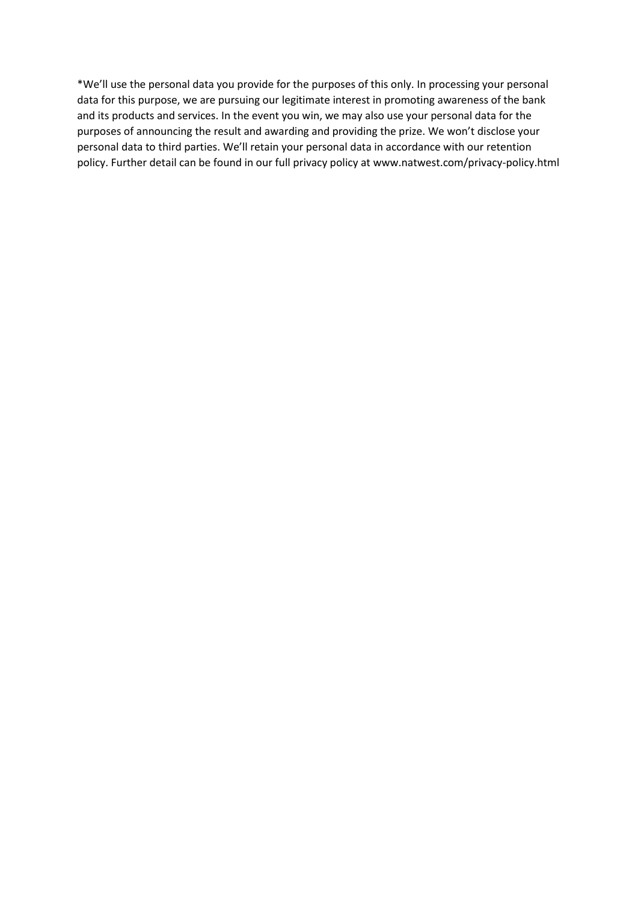*We'll use the personal data you provide for the purposes of this only. In processing your personal data for this purpose, we are pursuing our legitimate interest in promoting awareness of the bank and its products and services. In the event you win, we may also use your personal data for the purposes of announcing the result and awarding and providing the prize. We won't disclose your personal data to third parties. We'll retain your personal data in accordance with our retention policy. Further detail can be found in our full privacy policy at www.natwest.com/privacy-policy.html